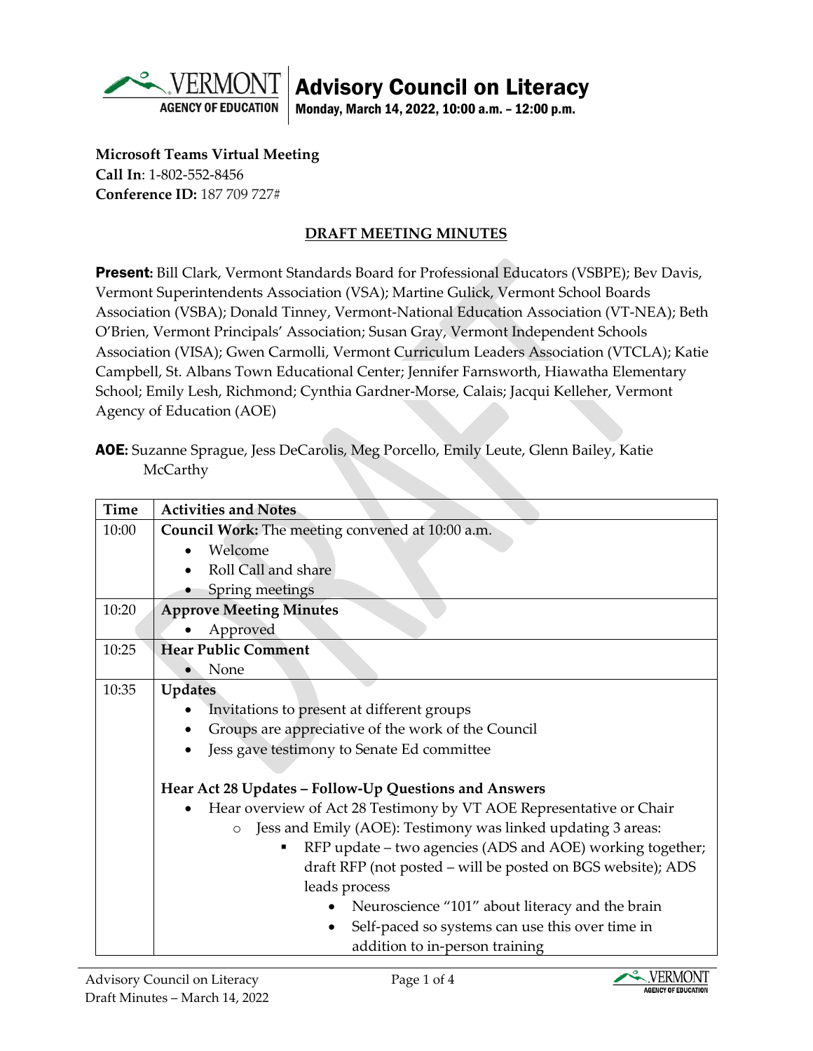# Advisory Council on Literacy

**Monday, March 14, 2022, 10:00 a.m. – 12:00 p.m.**

**Microsoft Teams Virtual Meeting**
**Call In**: 1-802-552-8456
**Conference ID:** 187 709 727#

## DRAFT MEETING MINUTES

**Present:** Bill Clark, Vermont Standards Board for Professional Educators (VSBPE); Bev Davis, Vermont Superintendents Association (VSA); Martine Gulick, Vermont School Boards Association (VSBA); Donald Tinney, Vermont-National Education Association (VT-NEA); Beth O'Brien, Vermont Principals' Association; Susan Gray, Vermont Independent Schools Association (VISA); Gwen Carmolli, Vermont Curriculum Leaders Association (VTCLA); Katie Campbell, St. Albans Town Educational Center; Jennifer Farnsworth, Hiawatha Elementary School; Emily Lesh, Richmond; Cynthia Gardner-Morse, Calais; Jacqui Kelleher, Vermont Agency of Education (AOE)

**AOE:** Suzanne Sprague, Jess DeCarolis, Meg Porcello, Emily Leute, Glenn Bailey, Katie McCarthy

| Time | Activities and Notes |
|---|---|
| 10:00 | **Council Work:** The meeting convened at 10:00 a.m.<br>• Welcome<br>• Roll Call and share<br>• Spring meetings |
| 10:20 | **Approve Meeting Minutes**<br>• Approved |
| 10:25 | **Hear Public Comment**<br>• None |
| 10:35 | **Updates**<br>• Invitations to present at different groups<br>• Groups are appreciative of the work of the Council<br>• Jess gave testimony to Senate Ed committee<br><br>**Hear Act 28 Updates – Follow-Up Questions and Answers**<br>• Hear overview of Act 28 Testimony by VT AOE Representative or Chair<br>  ○ Jess and Emily (AOE): Testimony was linked updating 3 areas:<br>    ▪ RFP update – two agencies (ADS and AOE) working together; draft RFP (not posted – will be posted on BGS website); ADS leads process<br>      • Neuroscience "101" about literacy and the brain<br>      • Self-paced so systems can use this over time in addition to in-person training |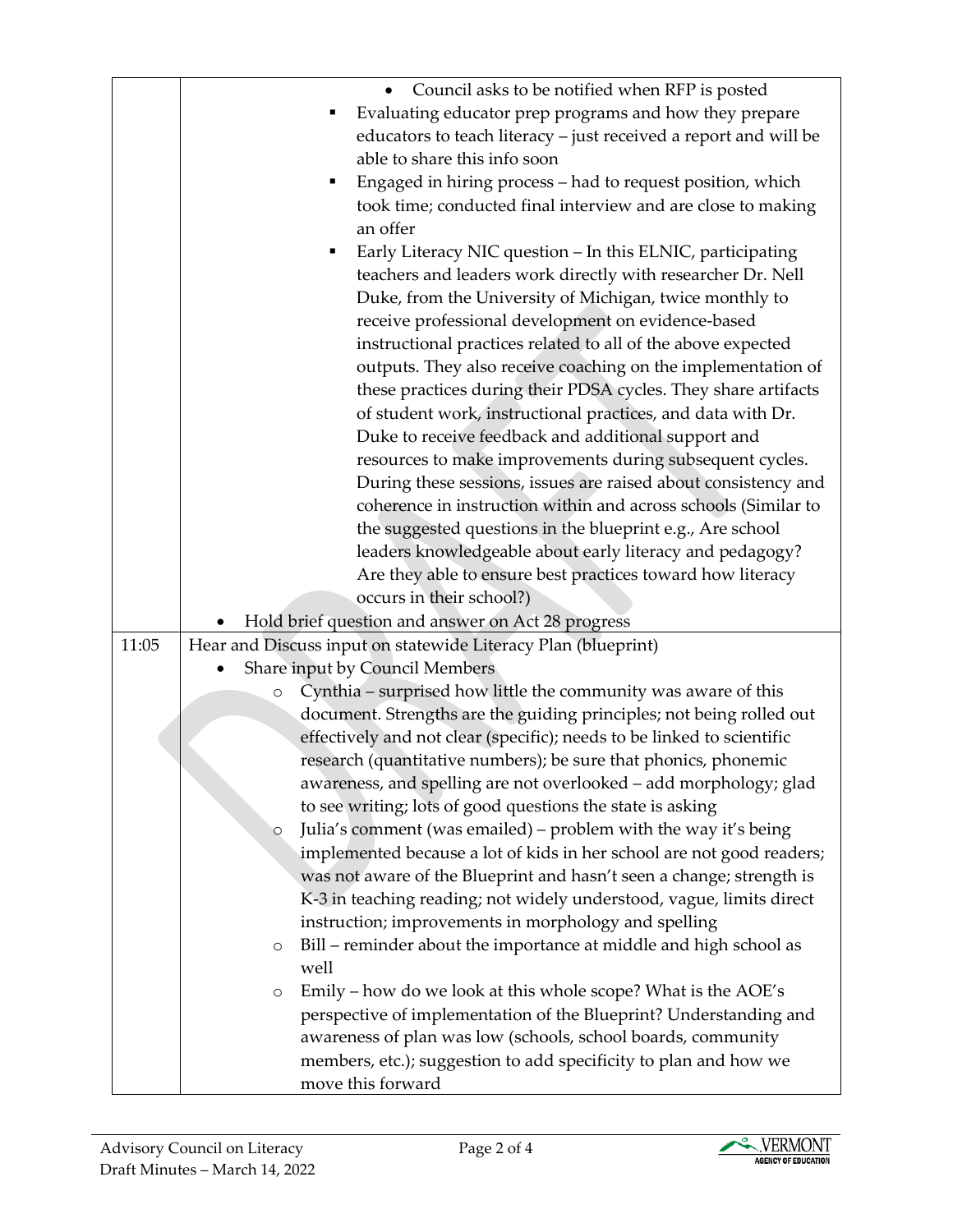| | |
|---|---|
| | - Council asks to be notified when RFP is posted<br>- Evaluating educator prep programs and how they prepare educators to teach literacy – just received a report and will be able to share this info soon<br>- Engaged in hiring process – had to request position, which took time; conducted final interview and are close to making an offer<br>- Early Literacy NIC question – In this ELNIC, participating teachers and leaders work directly with researcher Dr. Nell Duke, from the University of Michigan, twice monthly to receive professional development on evidence-based instructional practices related to all of the above expected outputs. They also receive coaching on the implementation of these practices during their PDSA cycles. They share artifacts of student work, instructional practices, and data with Dr. Duke to receive feedback and additional support and resources to make improvements during subsequent cycles. During these sessions, issues are raised about consistency and coherence in instruction within and across schools (Similar to the suggested questions in the blueprint e.g., Are school leaders knowledgeable about early literacy and pedagogy? Are they able to ensure best practices toward how literacy occurs in their school?)<br><br>- Hold brief question and answer on Act 28 progress |
| 11:05 | Hear and Discuss input on statewide Literacy Plan (blueprint)<br>- Share input by Council Members<br>  - Cynthia – surprised how little the community was aware of this document. Strengths are the guiding principles; not being rolled out effectively and not clear (specific); needs to be linked to scientific research (quantitative numbers); be sure that phonics, phonemic awareness, and spelling are not overlooked – add morphology; glad to see writing; lots of good questions the state is asking<br>  - Julia's comment (was emailed) – problem with the way it's being implemented because a lot of kids in her school are not good readers; was not aware of the Blueprint and hasn't seen a change; strength is K-3 in teaching reading; not widely understood, vague, limits direct instruction; improvements in morphology and spelling<br>  - Bill – reminder about the importance at middle and high school as well<br>  - Emily – how do we look at this whole scope? What is the AOE's perspective of implementation of the Blueprint? Understanding and awareness of plan was low (schools, school boards, community members, etc.); suggestion to add specificity to plan and how we move this forward |

Advisory Council on Literacy
Draft Minutes – March 14, 2022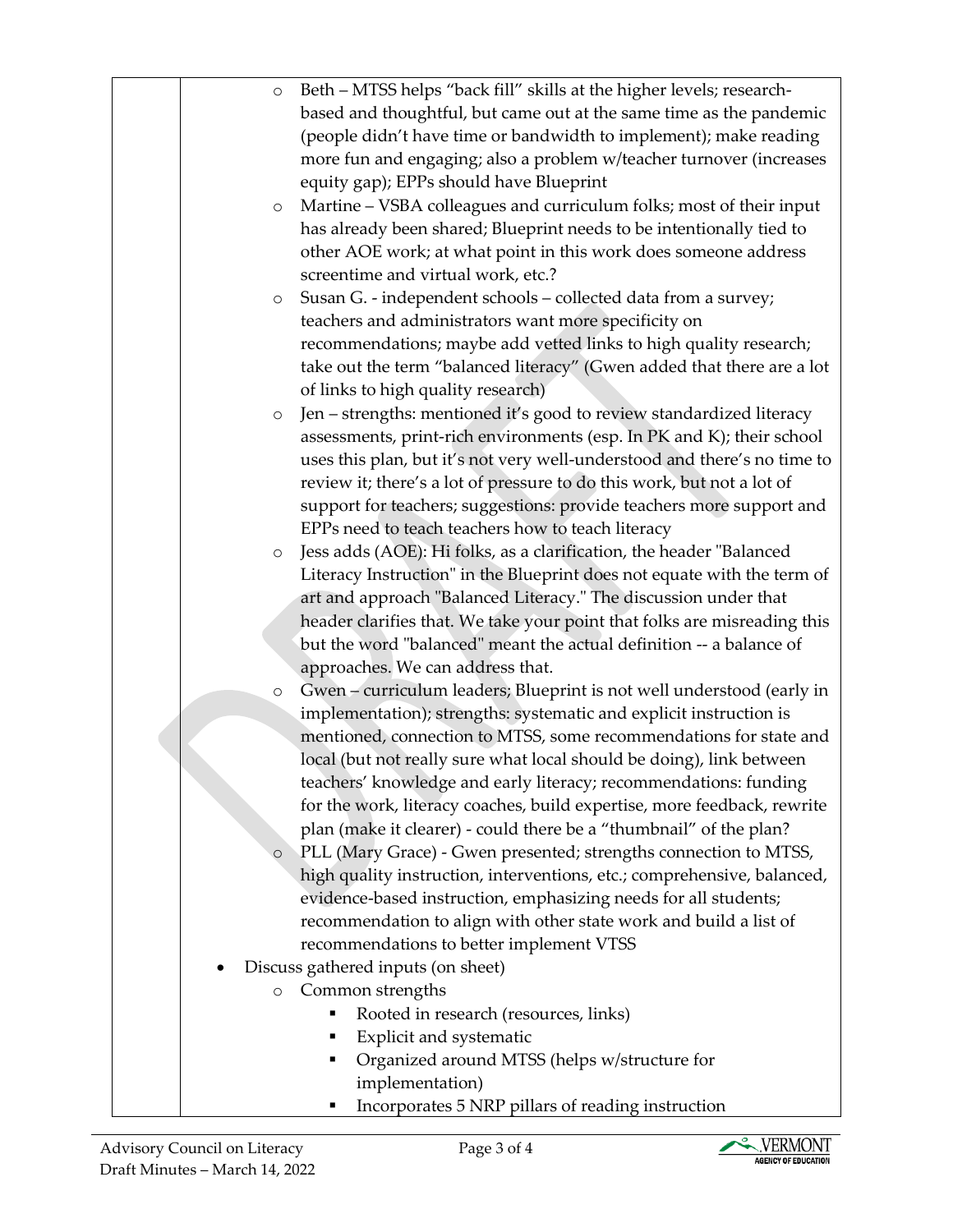- Beth – MTSS helps "back fill" skills at the higher levels; research-based and thoughtful, but came out at the same time as the pandemic (people didn't have time or bandwidth to implement); make reading more fun and engaging; also a problem w/teacher turnover (increases equity gap); EPPs should have Blueprint
- Martine – VSBA colleagues and curriculum folks; most of their input has already been shared; Blueprint needs to be intentionally tied to other AOE work; at what point in this work does someone address screentime and virtual work, etc.?
- Susan G. - independent schools – collected data from a survey; teachers and administrators want more specificity on recommendations; maybe add vetted links to high quality research; take out the term "balanced literacy" (Gwen added that there are a lot of links to high quality research)
- Jen – strengths: mentioned it's good to review standardized literacy assessments, print-rich environments (esp. In PK and K); their school uses this plan, but it's not very well-understood and there's no time to review it; there's a lot of pressure to do this work, but not a lot of support for teachers; suggestions: provide teachers more support and EPPs need to teach teachers how to teach literacy
- Jess adds (AOE): Hi folks, as a clarification, the header "Balanced Literacy Instruction" in the Blueprint does not equate with the term of art and approach "Balanced Literacy." The discussion under that header clarifies that. We take your point that folks are misreading this but the word "balanced" meant the actual definition -- a balance of approaches. We can address that.
- Gwen – curriculum leaders; Blueprint is not well understood (early in implementation); strengths: systematic and explicit instruction is mentioned, connection to MTSS, some recommendations for state and local (but not really sure what local should be doing), link between teachers' knowledge and early literacy; recommendations: funding for the work, literacy coaches, build expertise, more feedback, rewrite plan (make it clearer) - could there be a "thumbnail" of the plan?
- PLL (Mary Grace) - Gwen presented; strengths connection to MTSS, high quality instruction, interventions, etc.; comprehensive, balanced, evidence-based instruction, emphasizing needs for all students; recommendation to align with other state work and build a list of recommendations to better implement VTSS

- Discuss gathered inputs (on sheet)
  - Common strengths
    - Rooted in research (resources, links)
    - Explicit and systematic
    - Organized around MTSS (helps w/structure for implementation)
    - Incorporates 5 NRP pillars of reading instruction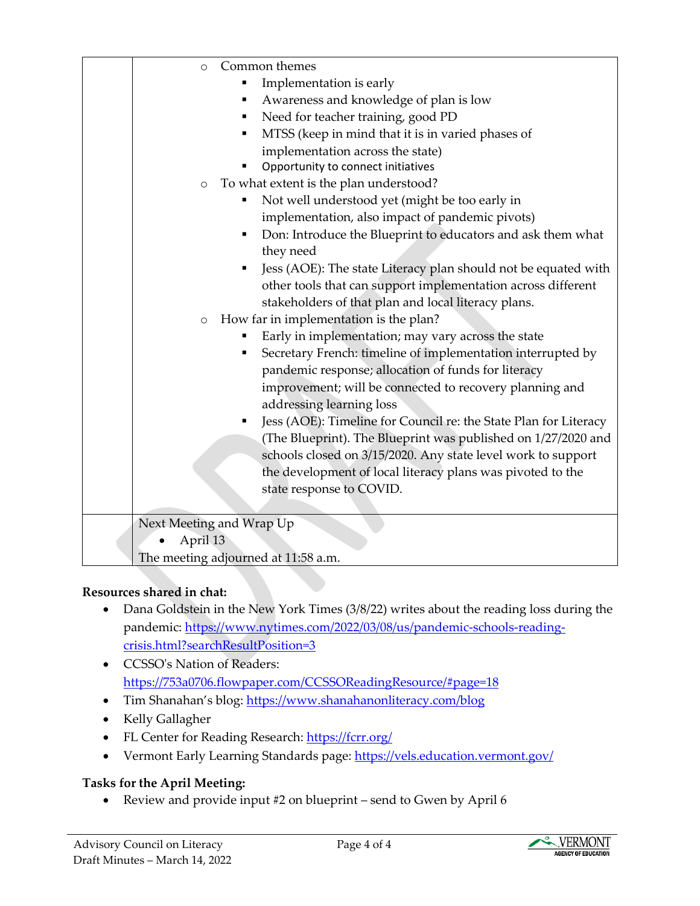| | |
|---|---|
| | <ul><li>Common themes<ul><li>Implementation is early</li><li>Awareness and knowledge of plan is low</li><li>Need for teacher training, good PD</li><li>MTSS (keep in mind that it is in varied phases of implementation across the state)</li><li>Opportunity to connect initiatives</li></ul></li><li>To what extent is the plan understood?<ul><li>Not well understood yet (might be too early in implementation, also impact of pandemic pivots)</li><li>Don: Introduce the Blueprint to educators and ask them what they need</li><li>Jess (AOE): The state Literacy plan should not be equated with other tools that can support implementation across different stakeholders of that plan and local literacy plans.</li></ul></li><li>How far in implementation is the plan?<ul><li>Early in implementation; may vary across the state</li><li>Secretary French: timeline of implementation interrupted by pandemic response; allocation of funds for literacy improvement; will be connected to recovery planning and addressing learning loss</li><li>Jess (AOE): Timeline for Council re: the State Plan for Literacy (The Blueprint). The Blueprint was published on 1/27/2020 and schools closed on 3/15/2020. Any state level work to support the development of local literacy plans was pivoted to the state response to COVID.</li></ul></li></ul> |
| | Next Meeting and Wrap Up<ul><li>April 13</li></ul>The meeting adjourned at 11:58 a.m. |

**Resources shared in chat:**

- Dana Goldstein in the New York Times (3/8/22) writes about the reading loss during the pandemic: https://www.nytimes.com/2022/03/08/us/pandemic-schools-reading-crisis.html?searchResultPosition=3
- CCSSO's Nation of Readers: https://753a0706.flowpaper.com/CCSSOReadingResource/#page=18
- Tim Shanahan's blog: https://www.shanahanonliteracy.com/blog
- Kelly Gallagher
- FL Center for Reading Research: https://fcrr.org/
- Vermont Early Learning Standards page: https://vels.education.vermont.gov/

**Tasks for the April Meeting:**

- Review and provide input #2 on blueprint – send to Gwen by April 6